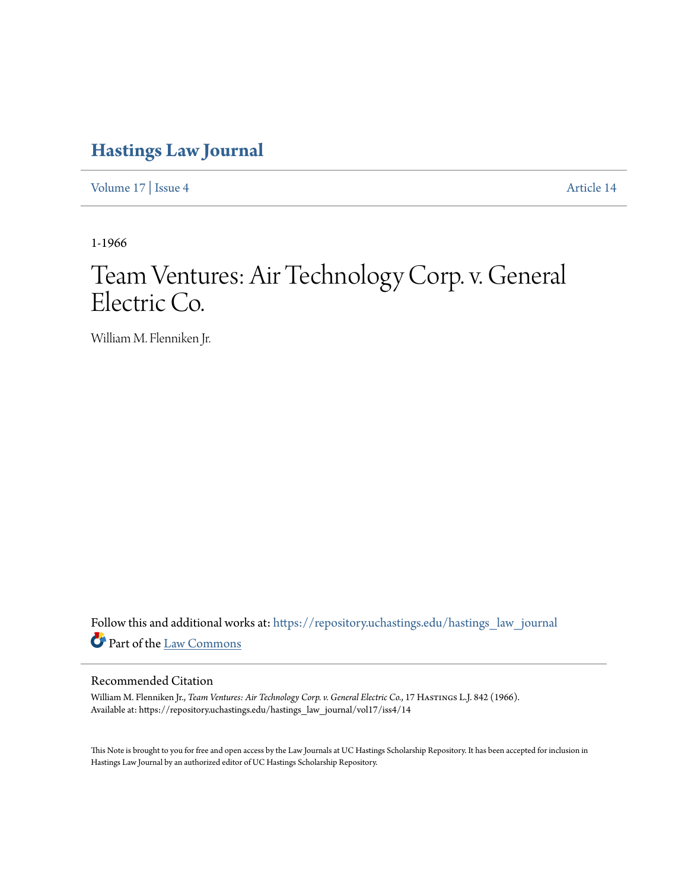# Hastings Law Journal

Volume 17 | Issue 4 Article 14

1-1966

# Team Ventures: Air Technology Corp. v. General Electric Co.

William M. Flenniken Jr.

Follow this and additional works at: https://repository.uchastings.edu/hastings_law_journal

Part of the Law Commons

## Recommended Citation

William M. Flenniken Jr., *Team Ventures: Air Technology Corp. v. General Electric Co.*, 17 Hastings L.J. 842 (1966).
Available at: https://repository.uchastings.edu/hastings_law_journal/vol17/iss4/14

This Note is brought to you for free and open access by the Law Journals at UC Hastings Scholarship Repository. It has been accepted for inclusion in Hastings Law Journal by an authorized editor of UC Hastings Scholarship Repository.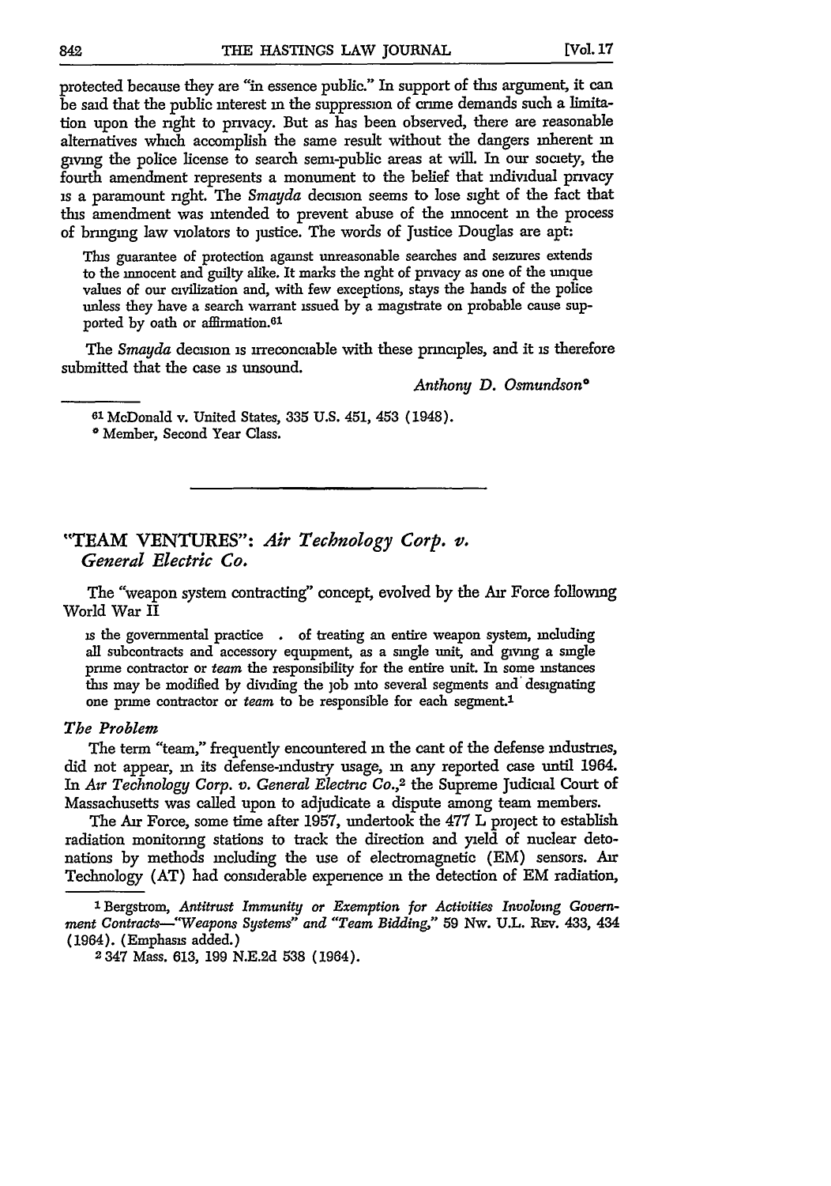protected because they are "in essence public." In support of this argument, it can be said that the public interest in the suppression of crime demands such a limitation upon the right to privacy. But as has been observed, there are reasonable alternatives which accomplish the same result without the dangers inherent in giving the police license to search semi-public areas at will. In our society, the fourth amendment represents a monument to the belief that individual privacy is a paramount right. The *Smayda* decision seems to lose sight of the fact that this amendment was intended to prevent abuse of the innocent in the process of bringing law violators to justice. The words of Justice Douglas are apt:

> This guarantee of protection against unreasonable searches and seizures extends to the innocent and guilty alike. It marks the right of privacy as one of the unique values of our civilization and, with few exceptions, stays the hands of the police unless they have a search warrant issued by a magistrate on probable cause supported by oath or affirmation.[61]

The *Smayda* decision is irreconciable with these principles, and it is therefore submitted that the case is unsound.

*Anthony D. Osmundson*\*

[61] McDonald v. United States, 335 U.S. 451, 453 (1948).

\* Member, Second Year Class.

---

## "TEAM VENTURES": *Air Technology Corp. v. General Electric Co.*

The "weapon system contracting" concept, evolved by the Air Force following World War II

> is the governmental practice . of treating an entire weapon system, including all subcontracts and accessory equipment, as a single unit, and giving a single prime contractor or *team* the responsibility for the entire unit. In some instances this may be modified by dividing the job into several segments and designating one prime contractor or *team* to be responsible for each segment.[1]

### *The Problem*

The term "team," frequently encountered in the cant of the defense industries, did not appear, in its defense-industry usage, in any reported case until 1964. In *Air Technology Corp. v. General Electric Co.*,[2] the Supreme Judicial Court of Massachusetts was called upon to adjudicate a dispute among team members.

The Air Force, some time after 1957, undertook the 477 L project to establish radiation monitoring stations to track the direction and yield of nuclear detonations by methods including the use of electromagnetic (EM) sensors. Air Technology (AT) had considerable experience in the detection of EM radiation,

[1] Bergstrom, *Antitrust Immunity or Exemption for Activities Involving Government Contracts—"Weapons Systems" and "Team Bidding,"* 59 Nw. U.L. Rev. 433, 434 (1964). (Emphasis added.)

[2] 347 Mass. 613, 199 N.E.2d 538 (1964).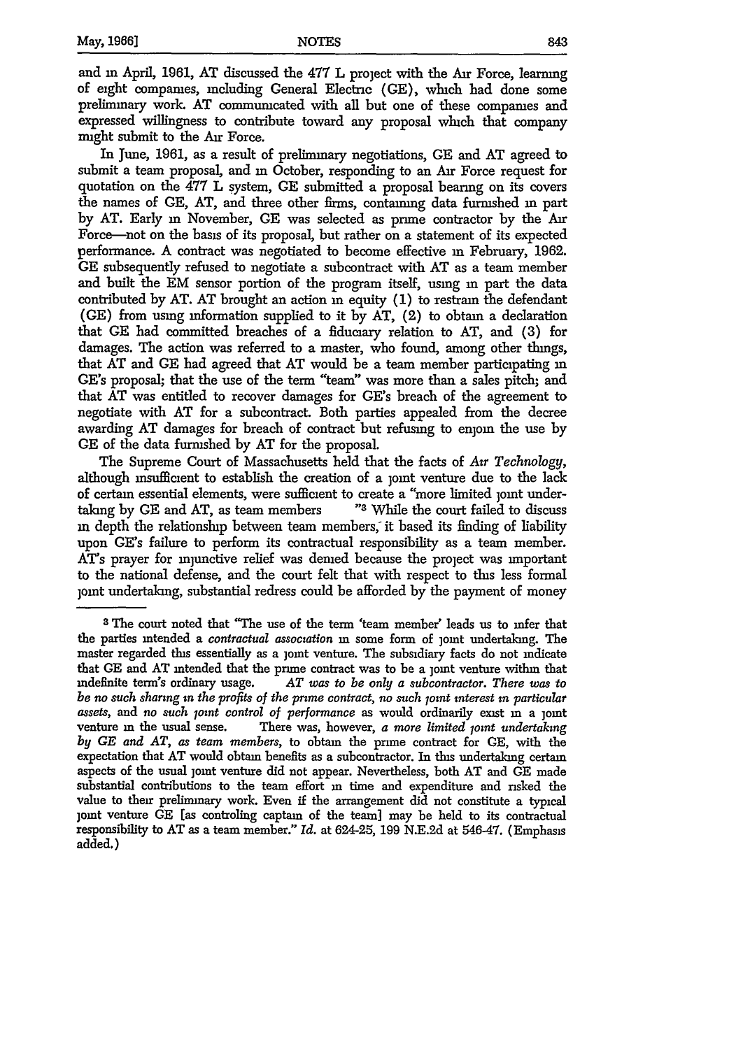and in April, 1961, AT discussed the 477 L project with the Air Force, learning of eight companies, including General Electric (GE), which had done some preliminary work. AT communicated with all but one of these companies and expressed willingness to contribute toward any proposal which that company might submit to the Air Force.

In June, 1961, as a result of preliminary negotiations, GE and AT agreed to submit a team proposal, and in October, responding to an Air Force request for quotation on the 477 L system, GE submitted a proposal bearing on its covers the names of GE, AT, and three other firms, containing data furnished in part by AT. Early in November, GE was selected as prime contractor by the Air Force—not on the basis of its proposal, but rather on a statement of its expected performance. A contract was negotiated to become effective in February, 1962. GE subsequently refused to negotiate a subcontract with AT as a team member and built the EM sensor portion of the program itself, using in part the data contributed by AT. AT brought an action in equity (1) to restrain the defendant (GE) from using information supplied to it by AT, (2) to obtain a declaration that GE had committed breaches of a fiduciary relation to AT, and (3) for damages. The action was referred to a master, who found, among other things, that AT and GE had agreed that AT would be a team member participating in GE's proposal; that the use of the term "team" was more than a sales pitch; and that AT was entitled to recover damages for GE's breach of the agreement to negotiate with AT for a subcontract. Both parties appealed from the decree awarding AT damages for breach of contract but refusing to enjoin the use by GE of the data furnished by AT for the proposal.

The Supreme Court of Massachusetts held that the facts of *Air Technology*, although insufficient to establish the creation of a joint venture due to the lack of certain essential elements, were sufficient to create a "more limited joint undertaking by GE and AT, as team members ...."[3] While the court failed to discuss in depth the relationship between team members, it based its finding of liability upon GE's failure to perform its contractual responsibility as a team member. AT's prayer for injunctive relief was denied because the project was important to the national defense, and the court felt that with respect to this less formal joint undertaking, substantial redress could be afforded by the payment of money

---

[3] The court noted that "The use of the term 'team member' leads us to infer that the parties intended a *contractual association* in some form of joint undertaking. The master regarded this essentially as a joint venture. The subsidiary facts do not indicate that GE and AT intended that the prime contract was to be a joint venture within that indefinite term's ordinary usage. *AT was to be only a subcontractor. There was to be no such sharing in the profits of the prime contract, no such joint interest in particular assets*, and *no such joint control of performance* as would ordinarily exist in a joint venture in the usual sense. There was, however, *a more limited joint undertaking by GE and AT, as team members*, to obtain the prime contract for GE, with the expectation that AT would obtain benefits as a subcontractor. In this undertaking certain aspects of the usual joint venture did not appear. Nevertheless, both AT and GE made substantial contributions to the team effort in time and expenditure and risked the value to their preliminary work. Even if the arrangement did not constitute a typical joint venture GE [as controling captain of the team] may be held to its contractual responsibility to AT as a team member." *Id.* at 624-25, 199 N.E.2d at 546-47. (Emphasis added.)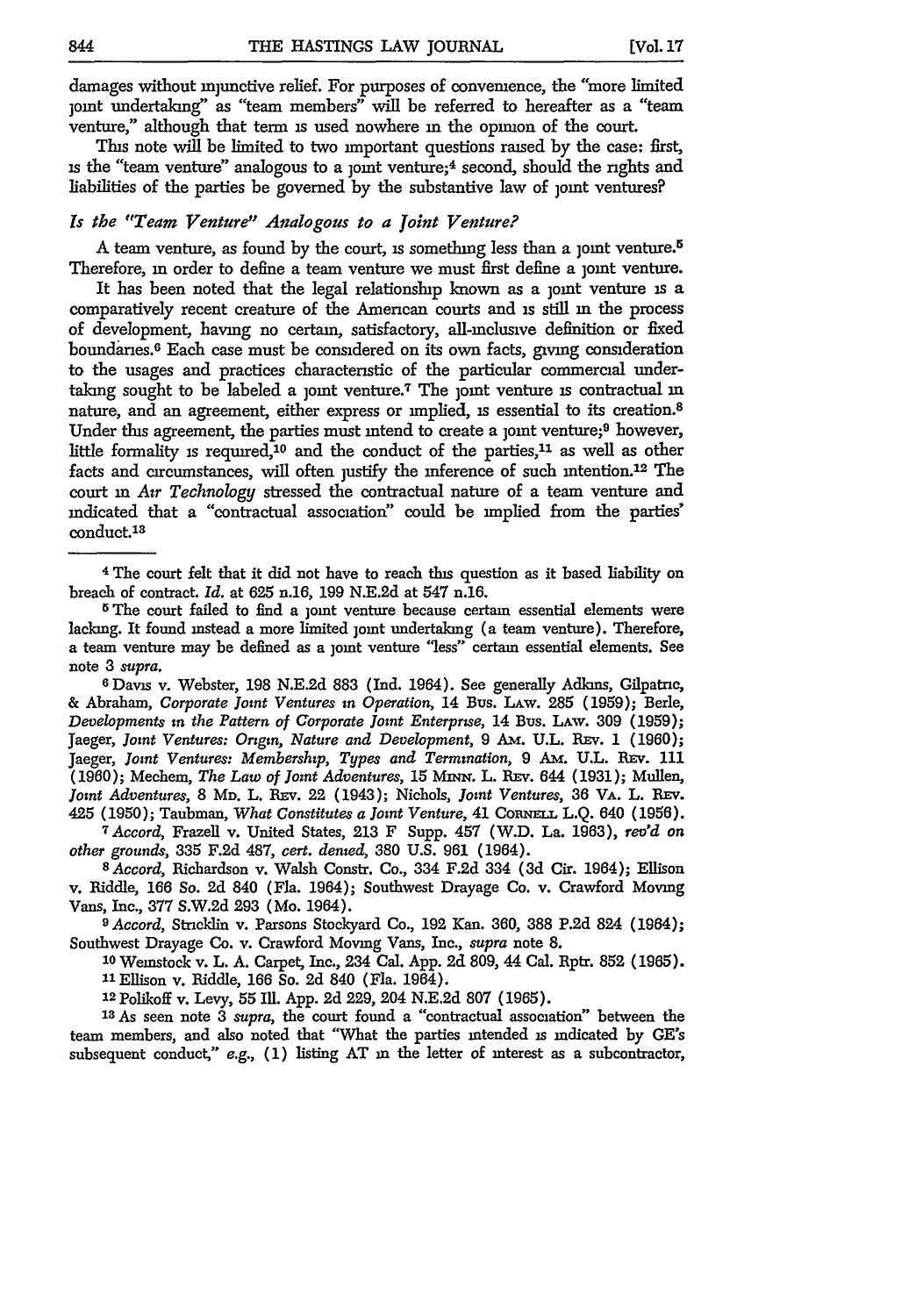damages without injunctive relief. For purposes of convenience, the "more limited joint undertaking" as "team members" will be referred to hereafter as a "team venture," although that term is used nowhere in the opinion of the court.

This note will be limited to two important questions raised by the case: first, is the "team venture" analogous to a joint venture;[4] second, should the rights and liabilities of the parties be governed by the substantive law of joint ventures?

### *Is the "Team Venture" Analogous to a Joint Venture?*

A team venture, as found by the court, is something less than a joint venture.[5] Therefore, in order to define a team venture we must first define a joint venture.

It has been noted that the legal relationship known as a joint venture is a comparatively recent creature of the American courts and is still in the process of development, having no certain, satisfactory, all-inclusive definition or fixed boundaries.[6] Each case must be considered on its own facts, giving consideration to the usages and practices characteristic of the particular commercial undertaking sought to be labeled a joint venture.[7] The joint venture is contractual in nature, and an agreement, either express or implied, is essential to its creation.[8] Under this agreement, the parties must intend to create a joint venture;[9] however, little formality is required,[10] and the conduct of the parties,[11] as well as other facts and circumstances, will often justify the inference of such intention.[12] The court in *Air Technology* stressed the contractual nature of a team venture and indicated that a "contractual association" could be implied from the parties' conduct.[13]

---

[4] The court felt that it did not have to reach this question as it based liability on breach of contract. *Id.* at 625 n.16, 199 N.E.2d at 547 n.16.

[5] The court failed to find a joint venture because certain essential elements were lacking. It found instead a more limited joint undertaking (a team venture). Therefore, a team venture may be defined as a joint venture "less" certain essential elements. See note 3 *supra.*

[6] Davis v. Webster, 198 N.E.2d 883 (Ind. 1964). See generally Adkins, Gilpatric, & Abraham, *Corporate Joint Ventures in Operation*, 14 Bus. Law. 285 (1959); Berle, *Developments in the Pattern of Corporate Joint Enterprise*, 14 Bus. Law. 309 (1959); Jaeger, *Joint Ventures: Origin, Nature and Development*, 9 Am. U.L. Rev. 1 (1960); Jaeger, *Joint Ventures: Membership, Types and Termination*, 9 Am. U.L. Rev. 111 (1960); Mechem, *The Law of Joint Adventures*, 15 Minn. L. Rev. 644 (1931); Mullen, *Joint Adventures*, 8 Md. L. Rev. 22 (1943); Nichols, *Joint Ventures*, 36 Va. L. Rev. 425 (1950); Taubman, *What Constitutes a Joint Venture*, 41 Cornell L.Q. 640 (1956).

[7] *Accord*, Frazell v. United States, 213 F Supp. 457 (W.D. La. 1963), *rev'd on other grounds*, 335 F.2d 487, *cert. denied*, 380 U.S. 961 (1964).

[8] *Accord*, Richardson v. Walsh Constr. Co., 334 F.2d 334 (3d Cir. 1964); Ellison v. Riddle, 166 So. 2d 840 (Fla. 1964); Southwest Drayage Co. v. Crawford Moving Vans, Inc., 377 S.W.2d 293 (Mo. 1964).

[9] *Accord*, Stricklin v. Parsons Stockyard Co., 192 Kan. 360, 388 P.2d 824 (1964); Southwest Drayage Co. v. Crawford Moving Vans, Inc., *supra* note 8.

[10] Weinstock v. L. A. Carpet, Inc., 234 Cal. App. 2d 809, 44 Cal. Rptr. 852 (1965).

[11] Ellison v. Riddle, 166 So. 2d 840 (Fla. 1964).

[12] Polikoff v. Levy, 55 Ill. App. 2d 229, 204 N.E.2d 807 (1965).

[13] As seen note 3 *supra*, the court found a "contractual association" between the team members, and also noted that "What the parties intended is indicated by GE's subsequent conduct," *e.g.*, (1) listing AT in the letter of interest as a subcontractor,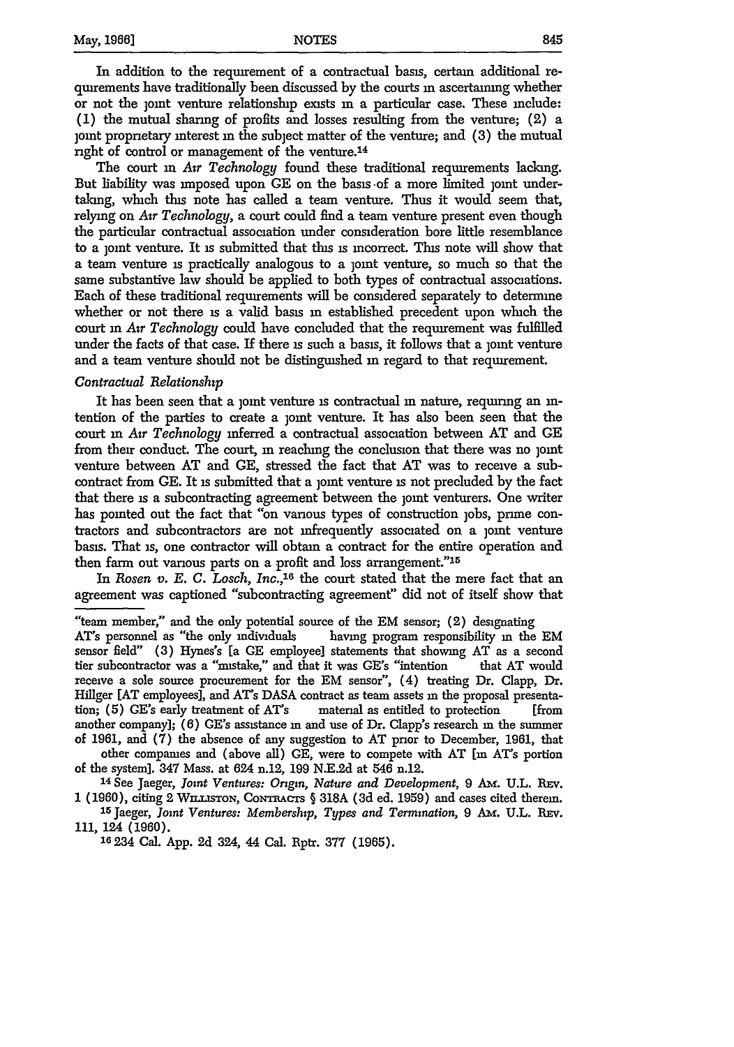In addition to the requirement of a contractual basis, certain additional requirements have traditionally been discussed by the courts in ascertaining whether or not the joint venture relationship exists in a particular case. These include: (1) the mutual sharing of profits and losses resulting from the venture; (2) a joint proprietary interest in the subject matter of the venture; and (3) the mutual right of control or management of the venture.[14]

The court in *Air Technology* found these traditional requirements lacking. But liability was imposed upon GE on the basis of a more limited joint undertaking, which this note has called a team venture. Thus it would seem that, relying on *Air Technology*, a court could find a team venture present even though the particular contractual association under consideration bore little resemblance to a joint venture. It is submitted that this is incorrect. This note will show that a team venture is practically analogous to a joint venture, so much so that the same substantive law should be applied to both types of contractual associations. Each of these traditional requirements will be considered separately to determine whether or not there is a valid basis in established precedent upon which the court in *Air Technology* could have concluded that the requirement was fulfilled under the facts of that case. If there is such a basis, it follows that a joint venture and a team venture should not be distinguished in regard to that requirement.

### *Contractual Relationship*

It has been seen that a joint venture is contractual in nature, requiring an intention of the parties to create a joint venture. It has also been seen that the court in *Air Technology* inferred a contractual association between AT and GE from their conduct. The court, in reaching the conclusion that there was no joint venture between AT and GE, stressed the fact that AT was to receive a subcontract from GE. It is submitted that a joint venture is not precluded by the fact that there is a subcontracting agreement between the joint venturers. One writer has pointed out the fact that "on various types of construction jobs, prime contractors and subcontractors are not infrequently associated on a joint venture basis. That is, one contractor will obtain a contract for the entire operation and then farm out various parts on a profit and loss arrangement."[15]

In *Rosen v. E. C. Losch, Inc.*,[16] the court stated that the mere fact that an agreement was captioned "subcontracting agreement" did not of itself show that

---

"team member," and the only potential source of the EM sensor; (2) designating AT's personnel as "the only individuals having program responsibility in the EM sensor field" (3) Hynes's [a GE employee] statements that showing AT as a second tier subcontractor was a "mistake," and that it was GE's "intention that AT would receive a sole source procurement for the EM sensor", (4) treating Dr. Clapp, Dr. Hillger [AT employees], and AT's DASA contract as team assets in the proposal presentation; (5) GE's early treatment of AT's material as entitled to protection [from another company]; (6) GE's assistance in and use of Dr. Clapp's research in the summer of 1961, and (7) the absence of any suggestion to AT prior to December, 1961, that other companies and (above all) GE, were to compete with AT [in AT's portion of the system]. 347 Mass. at 624 n.12, 199 N.E.2d at 546 n.12.

[14] See Jaeger, *Joint Ventures: Origin, Nature and Development*, 9 Am. U.L. Rev. 1 (1960), citing 2 Williston, Contracts § 318A (3d ed. 1959) and cases cited therein.

[15] Jaeger, *Joint Ventures: Membership, Types and Termination*, 9 Am. U.L. Rev. 111, 124 (1960).

[16] 234 Cal. App. 2d 324, 44 Cal. Rptr. 377 (1965).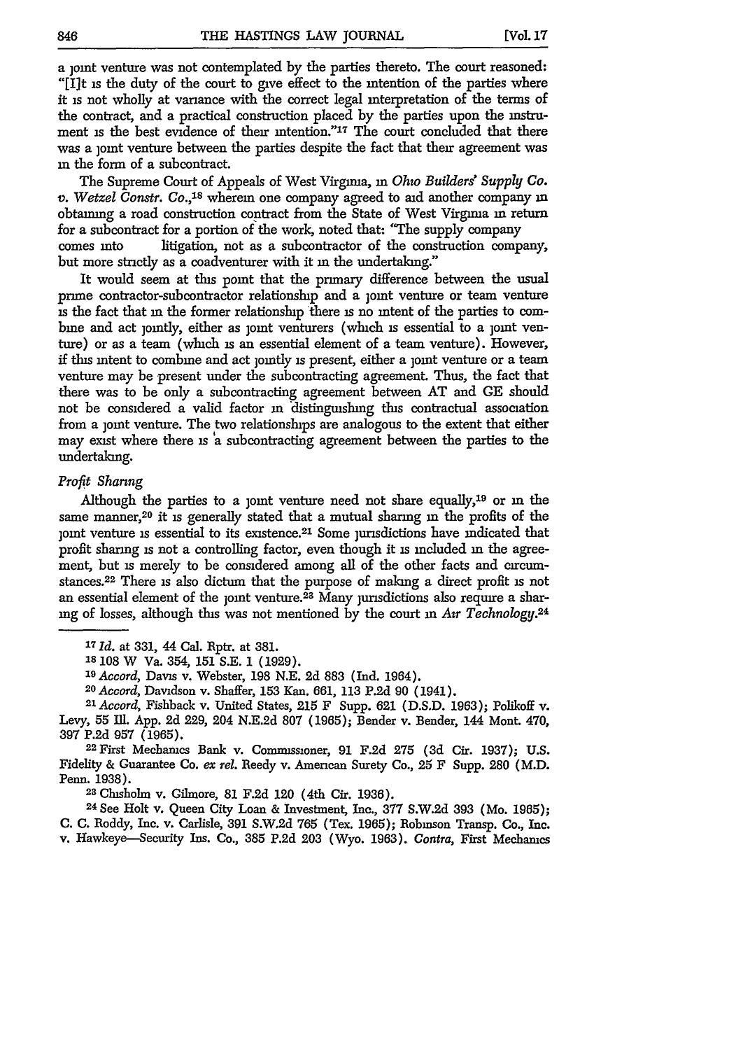a joint venture was not contemplated by the parties thereto. The court reasoned: "[I]t is the duty of the court to give effect to the intention of the parties where it is not wholly at variance with the correct legal interpretation of the terms of the contract, and a practical construction placed by the parties upon the instrument is the best evidence of their intention."[17] The court concluded that there was a joint venture between the parties despite the fact that their agreement was in the form of a subcontract.

The Supreme Court of Appeals of West Virginia, in *Ohio Builders' Supply Co. v. Wetzel Constr. Co.*,[18] wherein one company agreed to aid another company in obtaining a road construction contract from the State of West Virginia in return for a subcontract for a portion of the work, noted that: "The supply company comes into litigation, not as a subcontractor of the construction company, but more strictly as a coadventurer with it in the undertaking."

It would seem at this point that the primary difference between the usual prime contractor-subcontractor relationship and a joint venture or team venture is the fact that in the former relationship there is no intent of the parties to combine and act jointly, either as joint venturers (which is essential to a joint venture) or as a team (which is an essential element of a team venture). However, if this intent to combine and act jointly is present, either a joint venture or a team venture may be present under the subcontracting agreement. Thus, the fact that there was to be only a subcontracting agreement between AT and GE should not be considered a valid factor in distinguishing this contractual association from a joint venture. The two relationships are analogous to the extent that either may exist where there is a subcontracting agreement between the parties to the undertaking.

*Profit Sharing*

Although the parties to a joint venture need not share equally,[19] or in the same manner,[20] it is generally stated that a mutual sharing in the profits of the joint venture is essential to its existence.[21] Some jurisdictions have indicated that profit sharing is not a controlling factor, even though it is included in the agreement, but is merely to be considered among all of the other facts and circumstances.[22] There is also dictum that the purpose of making a direct profit is not an essential element of the joint venture.[23] Many jurisdictions also require a sharing of losses, although this was not mentioned by the court in *Air Technology*.[24]

---

[17] *Id.* at 331, 44 Cal. Rptr. at 381.

[18] 108 W Va. 354, 151 S.E. 1 (1929).

[19] *Accord*, Davis v. Webster, 198 N.E. 2d 883 (Ind. 1964).

[20] *Accord*, Davidson v. Shaffer, 153 Kan. 661, 113 P.2d 90 (1941).

[21] *Accord*, Fishback v. United States, 215 F Supp. 621 (D.S.D. 1963); Polikoff v. Levy, 55 Ill. App. 2d 229, 204 N.E.2d 807 (1965); Bender v. Bender, 144 Mont. 470, 397 P.2d 957 (1965).

[22] First Mechanics Bank v. Commissioner, 91 F.2d 275 (3d Cir. 1937); U.S. Fidelity & Guarantee Co. *ex rel.* Reedy v. American Surety Co., 25 F Supp. 280 (M.D. Penn. 1938).

[23] Chisholm v. Gilmore, 81 F.2d 120 (4th Cir. 1936).

[24] See Holt v. Queen City Loan & Investment, Inc., 377 S.W.2d 393 (Mo. 1965); C. C. Roddy, Inc. v. Carlisle, 391 S.W.2d 765 (Tex. 1965); Robinson Transp. Co., Inc. v. Hawkeye—Security Ins. Co., 385 P.2d 203 (Wyo. 1963). *Contra*, First Mechanics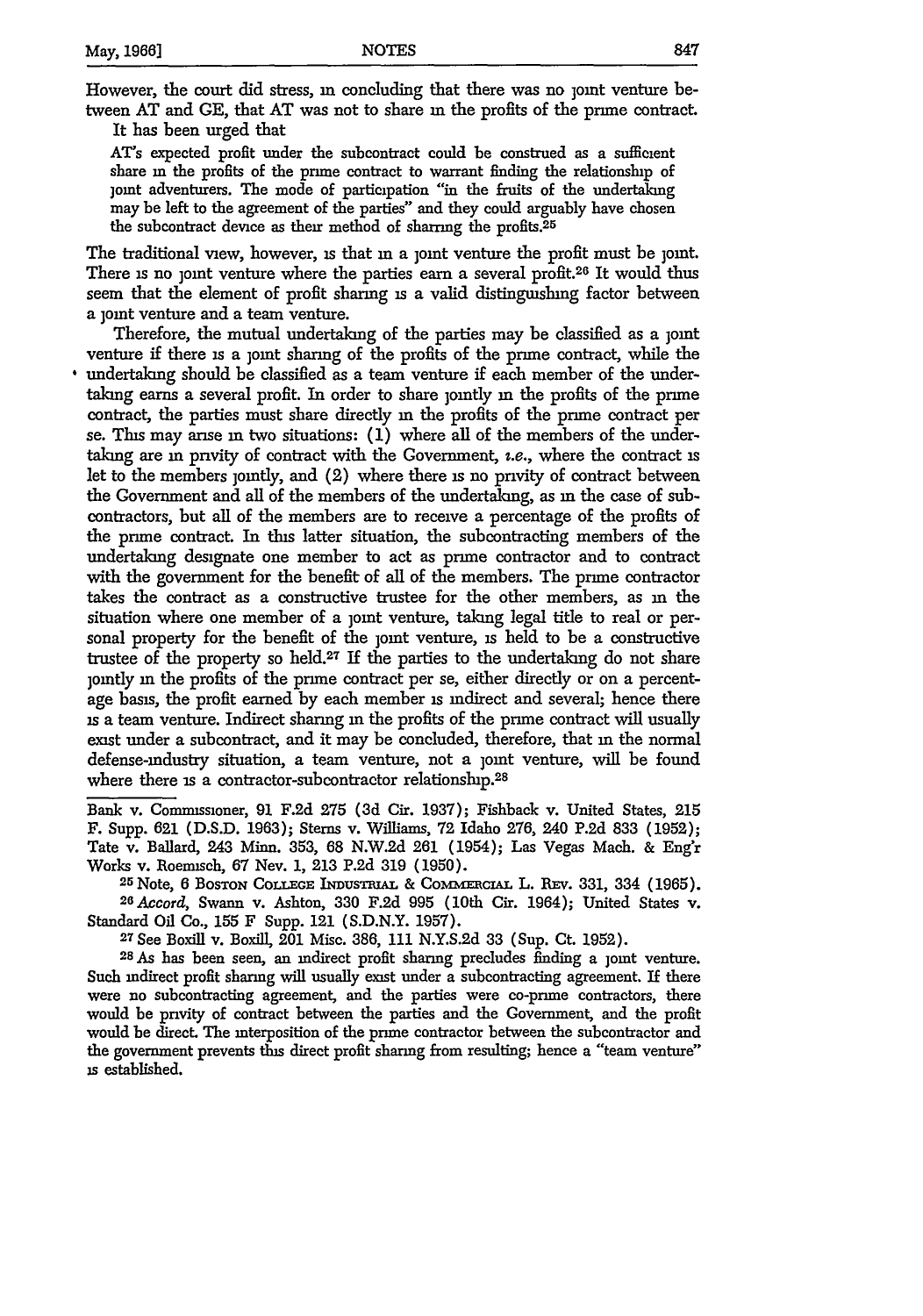However, the court did stress, in concluding that there was no joint venture between AT and GE, that AT was not to share in the profits of the prime contract.

It has been urged that

> AT's expected profit under the subcontract could be construed as a sufficient share in the profits of the prime contract to warrant finding the relationship of joint adventurers. The mode of participation "in the fruits of the undertaking may be left to the agreement of the parties" and they could arguably have chosen the subcontract device as their method of sharing the profits.[25]

The traditional view, however, is that in a joint venture the profit must be joint. There is no joint venture where the parties earn a several profit.[26] It would thus seem that the element of profit sharing is a valid distinguishing factor between a joint venture and a team venture.

Therefore, the mutual undertaking of the parties may be classified as a joint venture if there is a joint sharing of the profits of the prime contract, while the undertaking should be classified as a team venture if each member of the undertaking earns a several profit. In order to share jointly in the profits of the prime contract, the parties must share directly in the profits of the prime contract per se. This may arise in two situations: (1) where all of the members of the undertaking are in privity of contract with the Government, *i.e.*, where the contract is let to the members jointly, and (2) where there is no privity of contract between the Government and all of the members of the undertaking, as in the case of subcontractors, but all of the members are to receive a percentage of the profits of the prime contract. In this latter situation, the subcontracting members of the undertaking designate one member to act as prime contractor and to contract with the government for the benefit of all of the members. The prime contractor takes the contract as a constructive trustee for the other members, as in the situation where one member of a joint venture, taking legal title to real or personal property for the benefit of the joint venture, is held to be a constructive trustee of the property so held.[27] If the parties to the undertaking do not share jointly in the profits of the prime contract per se, either directly or on a percentage basis, the profit earned by each member is indirect and several; hence there is a team venture. Indirect sharing in the profits of the prime contract will usually exist under a subcontract, and it may be concluded, therefore, that in the normal defense-industry situation, a team venture, not a joint venture, will be found where there is a contractor-subcontractor relationship.[28]

---

Bank v. Commissioner, 91 F.2d 275 (3d Cir. 1937); Fishback v. United States, 215 F. Supp. 621 (D.S.D. 1963); Sterns v. Williams, 72 Idaho 276, 240 P.2d 833 (1952); Tate v. Ballard, 243 Minn. 353, 68 N.W.2d 261 (1954); Las Vegas Mach. & Eng'r Works v. Roemisch, 67 Nev. 1, 213 P.2d 319 (1950).

[25] Note, 6 Boston College Industrial & Commercial L. Rev. 331, 334 (1965).

[26] *Accord*, Swann v. Ashton, 330 F.2d 995 (10th Cir. 1964); United States v. Standard Oil Co., 155 F Supp. 121 (S.D.N.Y. 1957).

[27] See Boxill v. Boxill, 201 Misc. 386, 111 N.Y.S.2d 33 (Sup. Ct. 1952).

[28] As has been seen, an indirect profit sharing precludes finding a joint venture. Such indirect profit sharing will usually exist under a subcontracting agreement. If there were no subcontracting agreement, and the parties were co-prime contractors, there would be privity of contract between the parties and the Government, and the profit would be direct. The interposition of the prime contractor between the subcontractor and the government prevents this direct profit sharing from resulting; hence a "team venture" is established.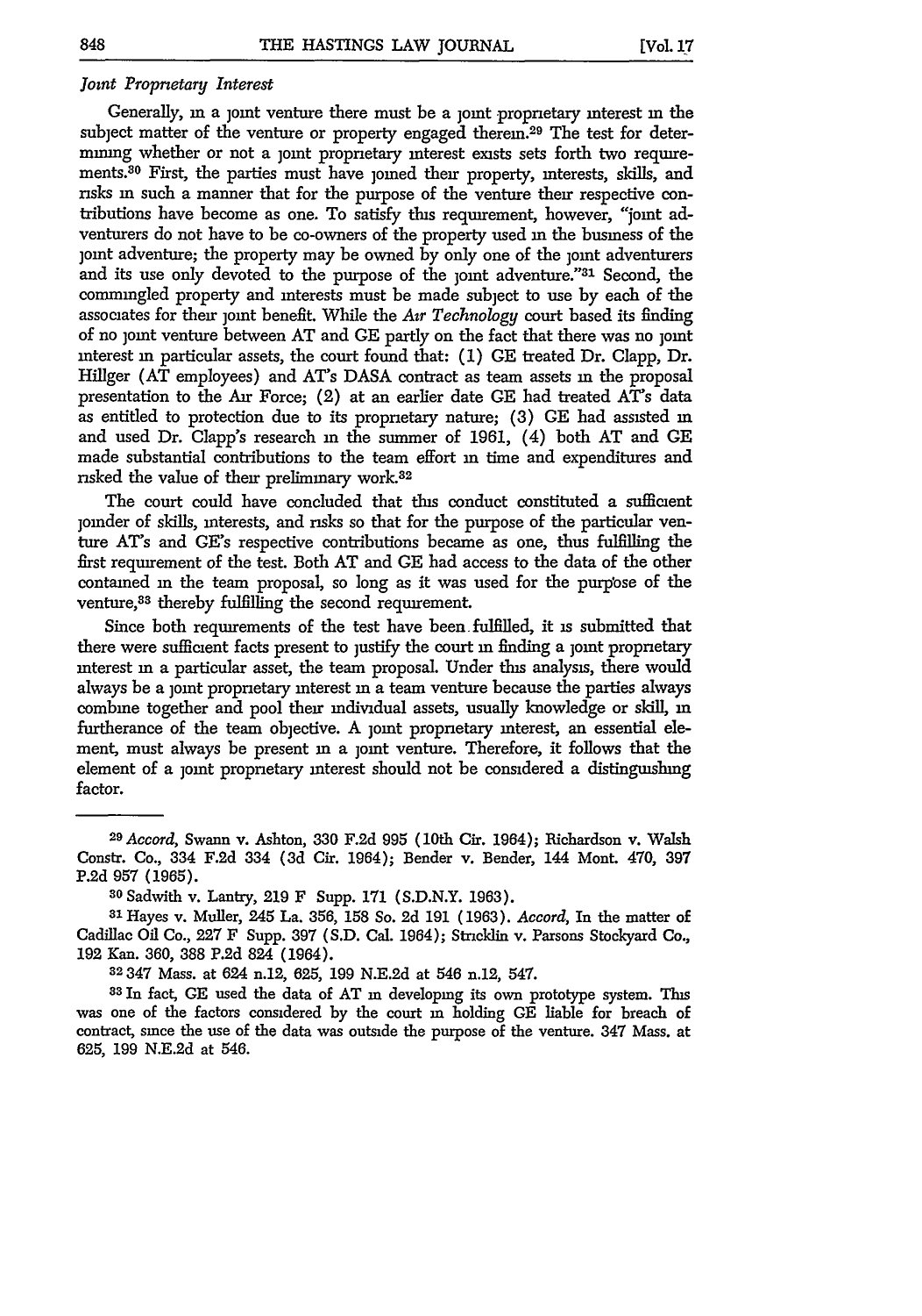*Joint Proprietary Interest*

Generally, in a joint venture there must be a joint proprietary interest in the subject matter of the venture or property engaged therein.[29] The test for determining whether or not a joint proprietary interest exists sets forth two requirements.[30] First, the parties must have joined their property, interests, skills, and risks in such a manner that for the purpose of the venture their respective contributions have become as one. To satisfy this requirement, however, "joint adventurers do not have to be co-owners of the property used in the business of the joint adventure; the property may be owned by only one of the joint adventurers and its use only devoted to the purpose of the joint adventure."[31] Second, the commingled property and interests must be made subject to use by each of the associates for their joint benefit. While the *Air Technology* court based its finding of no joint venture between AT and GE partly on the fact that there was no joint interest in particular assets, the court found that: (1) GE treated Dr. Clapp, Dr. Hillger (AT employees) and AT's DASA contract as team assets in the proposal presentation to the Air Force; (2) at an earlier date GE had treated AT's data as entitled to protection due to its proprietary nature; (3) GE had assisted in and used Dr. Clapp's research in the summer of 1961, (4) both AT and GE made substantial contributions to the team effort in time and expenditures and risked the value of their preliminary work.[32]

The court could have concluded that this conduct constituted a sufficient joinder of skills, interests, and risks so that for the purpose of the particular venture AT's and GE's respective contributions became as one, thus fulfilling the first requirement of the test. Both AT and GE had access to the data of the other contained in the team proposal, so long as it was used for the purpose of the venture,[33] thereby fulfilling the second requirement.

Since both requirements of the test have been fulfilled, it is submitted that there were sufficient facts present to justify the court in finding a joint proprietary interest in a particular asset, the team proposal. Under this analysis, there would always be a joint proprietary interest in a team venture because the parties always combine together and pool their individual assets, usually knowledge or skill, in furtherance of the team objective. A joint proprietary interest, an essential element, must always be present in a joint venture. Therefore, it follows that the element of a joint proprietary interest should not be considered a distinguishing factor.

---

[29] *Accord*, Swann v. Ashton, 330 F.2d 995 (10th Cir. 1964); Richardson v. Walsh Constr. Co., 334 F.2d 334 (3d Cir. 1964); Bender v. Bender, 144 Mont. 470, 397 P.2d 957 (1965).

[30] Sadwith v. Lantry, 219 F Supp. 171 (S.D.N.Y. 1963).

[31] Hayes v. Muller, 245 La. 356, 158 So. 2d 191 (1963). *Accord*, In the matter of Cadillac Oil Co., 227 F Supp. 397 (S.D. Cal. 1964); Stricklin v. Parsons Stockyard Co., 192 Kan. 360, 388 P.2d 824 (1964).

[32] 347 Mass. at 624 n.12, 625, 199 N.E.2d at 546 n.12, 547.

[33] In fact, GE used the data of AT in developing its own prototype system. This was one of the factors considered by the court in holding GE liable for breach of contract, since the use of the data was outside the purpose of the venture. 347 Mass. at 625, 199 N.E.2d at 546.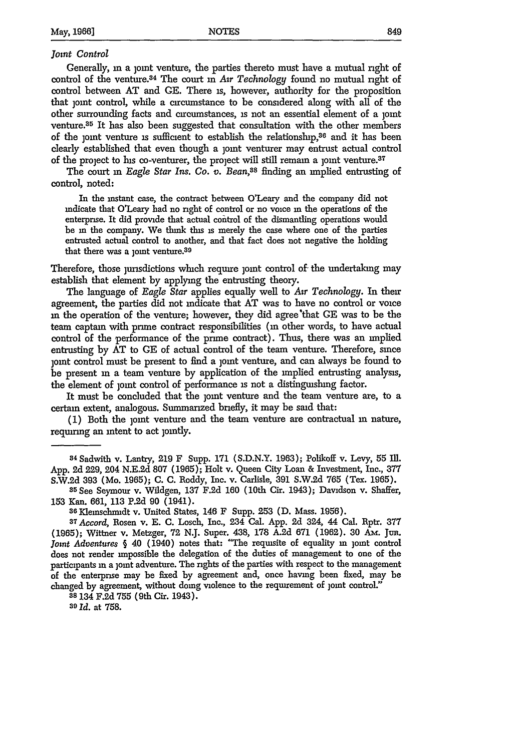*Joint Control*

Generally, in a joint venture, the parties thereto must have a mutual right of control of the venture.[34] The court in *Air Technology* found no mutual right of control between AT and GE. There is, however, authority for the proposition that joint control, while a circumstance to be considered along with all of the other surrounding facts and circumstances, is not an essential element of a joint venture.[35] It has also been suggested that consultation with the other members of the joint venture is sufficient to establish the relationship,[36] and it has been clearly established that even though a joint venturer may entrust actual control of the project to his co-venturer, the project will still remain a joint venture.[37]

The court in *Eagle Star Ins. Co. v. Bean*,[38] finding an implied entrusting of control, noted:

> In the instant case, the contract between O'Leary and the company did not indicate that O'Leary had no right of control or no voice in the operations of the enterprise. It did provide that actual control of the dismantling operations would be in the company. We think this is merely the case where one of the parties entrusted actual control to another, and that fact does not negative the holding that there was a joint venture.[39]

Therefore, those jurisdictions which require joint control of the undertaking may establish that element by applying the entrusting theory.

The language of *Eagle Star* applies equally well to *Air Technology*. In their agreement, the parties did not indicate that AT was to have no control or voice in the operation of the venture; however, they did agree that GE was to be the team captain with prime contract responsibilities (in other words, to have actual control of the performance of the prime contract). Thus, there was an implied entrusting by AT to GE of actual control of the team venture. Therefore, since joint control must be present to find a joint venture, and can always be found to be present in a team venture by application of the implied entrusting analysis, the element of joint control of performance is not a distinguishing factor.

It must be concluded that the joint venture and the team venture are, to a certain extent, analogous. Summarized briefly, it may be said that:

(1) Both the joint venture and the team venture are contractual in nature, requiring an intent to act jointly.

---

[34] Sadwith v. Lantry, 219 F Supp. 171 (S.D.N.Y. 1963); Polikoff v. Levy, 55 Ill. App. 2d 229, 204 N.E.2d 807 (1965); Holt v. Queen City Loan & Investment, Inc., 377 S.W.2d 393 (Mo. 1965); C. C. Roddy, Inc. v. Carlisle, 391 S.W.2d 765 (Tex. 1965).

[35] See Seymour v. Wildgen, 137 F.2d 160 (10th Cir. 1943); Davidson v. Shaffer, 153 Kan. 661, 113 P.2d 90 (1941).

[36] Kleinschmidt v. United States, 146 F Supp. 253 (D. Mass. 1956).

[37] *Accord*, Rosen v. E. C. Losch, Inc., 234 Cal. App. 2d 324, 44 Cal. Rptr. 377 (1965); Wittner v. Metzger, 72 N.J. Super. 438, 178 A.2d 671 (1962). 30 Am. Jur. *Joint Adventures* § 40 (1940) notes that: "The requisite of equality in joint control does not render impossible the delegation of the duties of management to one of the participants in a joint adventure. The rights of the parties with respect to the management of the enterprise may be fixed by agreement and, once having been fixed, may be changed by agreement, without doing violence to the requirement of joint control."

[38] 134 F.2d 755 (9th Cir. 1943).

[39] *Id.* at 758.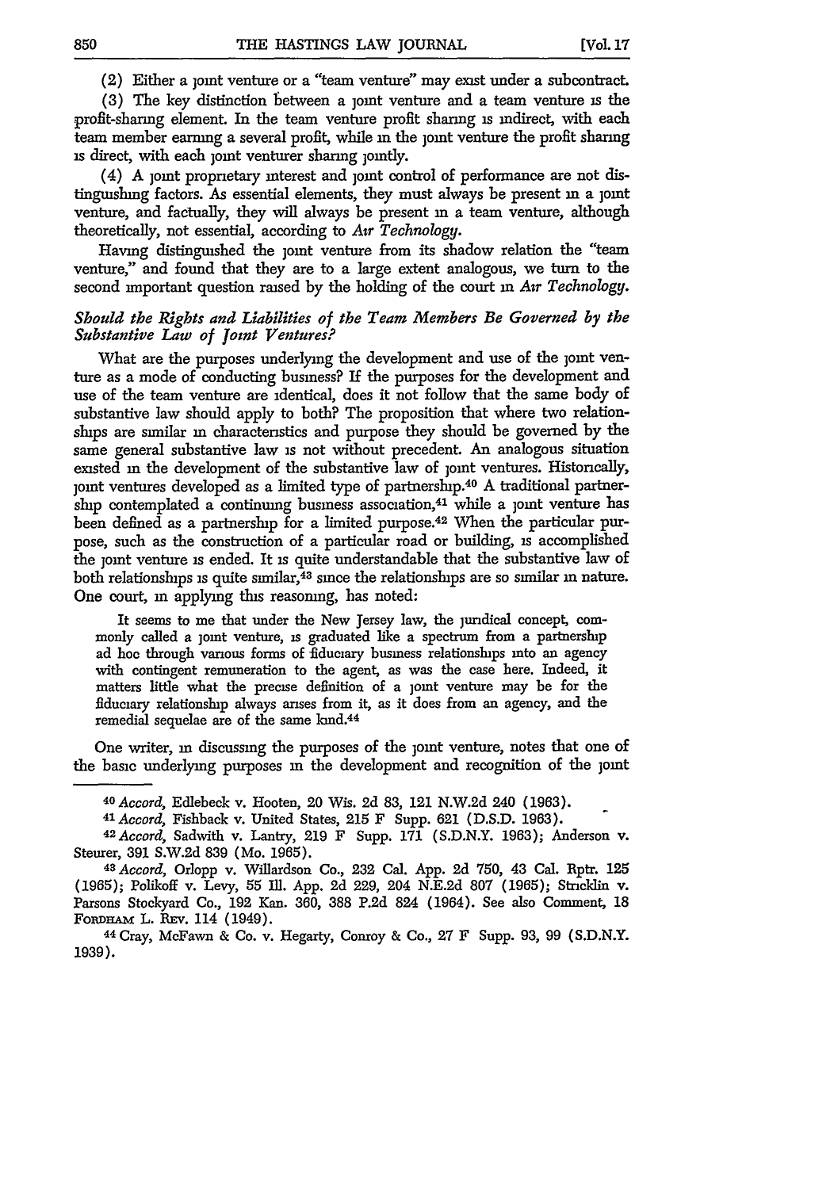(2) Either a joint venture or a "team venture" may exist under a subcontract.

(3) The key distinction between a joint venture and a team venture is the profit-sharing element. In the team venture profit sharing is indirect, with each team member earning a several profit, while in the joint venture the profit sharing is direct, with each joint venturer sharing jointly.

(4) A joint proprietary interest and joint control of performance are not distinguishing factors. As essential elements, they must always be present in a joint venture, and factually, they will always be present in a team venture, although theoretically, not essential, according to *Air Technology*.

Having distinguished the joint venture from its shadow relation the "team venture," and found that they are to a large extent analogous, we turn to the second important question raised by the holding of the court in *Air Technology*.

### *Should the Rights and Liabilities of the Team Members Be Governed by the Substantive Law of Joint Ventures?*

What are the purposes underlying the development and use of the joint venture as a mode of conducting business? If the purposes for the development and use of the team venture are identical, does it not follow that the same body of substantive law should apply to both? The proposition that where two relationships are similar in characteristics and purpose they should be governed by the same general substantive law is not without precedent. An analogous situation existed in the development of the substantive law of joint ventures. Historically, joint ventures developed as a limited type of partnership.[40] A traditional partnership contemplated a continuing business association,[41] while a joint venture has been defined as a partnership for a limited purpose.[42] When the particular purpose, such as the construction of a particular road or building, is accomplished the joint venture is ended. It is quite understandable that the substantive law of both relationships is quite similar,[43] since the relationships are so similar in nature. One court, in applying this reasoning, has noted:

> It seems to me that under the New Jersey law, the juridical concept, commonly called a joint venture, is graduated like a spectrum from a partnership ad hoc through various forms of fiduciary business relationships into an agency with contingent remuneration to the agent, as was the case here. Indeed, it matters little what the precise definition of a joint venture may be for the fiduciary relationship always arises from it, as it does from an agency, and the remedial sequelae are of the same kind.[44]

One writer, in discussing the purposes of the joint venture, notes that one of the basic underlying purposes in the development and recognition of the joint

---

[40] *Accord*, Edlebeck v. Hooten, 20 Wis. 2d 83, 121 N.W.2d 240 (1963).

[41] *Accord*, Fishback v. United States, 215 F Supp. 621 (D.S.D. 1963).

[42] *Accord*, Sadwith v. Lantry, 219 F Supp. 171 (S.D.N.Y. 1963); Anderson v. Steurer, 391 S.W.2d 839 (Mo. 1965).

[43] *Accord*, Orlopp v. Willardson Co., 232 Cal. App. 2d 750, 43 Cal. Rptr. 125 (1965); Polikoff v. Levy, 55 Ill. App. 2d 229, 204 N.E.2d 807 (1965); Stricklin v. Parsons Stockyard Co., 192 Kan. 360, 388 P.2d 824 (1964). See also Comment, 18 FORDHAM L. REV. 114 (1949).

[44] Cray, McFawn & Co. v. Hegarty, Conroy & Co., 27 F Supp. 93, 99 (S.D.N.Y. 1939).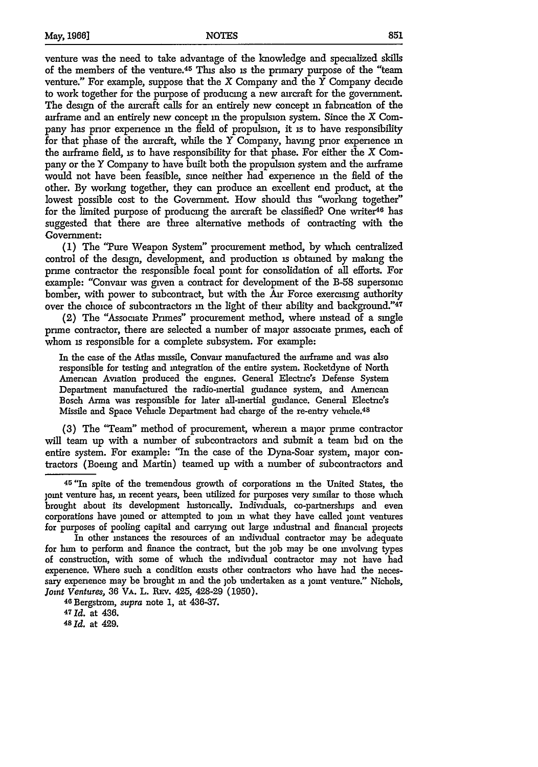venture was the need to take advantage of the knowledge and specialized skills of the members of the venture.[45] This also is the primary purpose of the "team venture." For example, suppose that the X Company and the Y Company decide to work together for the purpose of producing a new aircraft for the government. The design of the aircraft calls for an entirely new concept in fabrication of the airframe and an entirely new concept in the propulsion system. Since the X Company has prior experience in the field of propulsion, it is to have responsibility for that phase of the aircraft, while the Y Company, having prior experience in the airframe field, is to have responsibility for that phase. For either the X Company or the Y Company to have built both the propulsion system and the airframe would not have been feasible, since neither had experience in the field of the other. By working together, they can produce an excellent end product, at the lowest possible cost to the Government. How should this "working together" for the limited purpose of producing the aircraft be classified? One writer[46] has suggested that there are three alternative methods of contracting with the Government:

(1) The "Pure Weapon System" procurement method, by which centralized control of the design, development, and production is obtained by making the prime contractor the responsible focal point for consolidation of all efforts. For example: "Convair was given a contract for development of the B-58 supersonic bomber, with power to subcontract, but with the Air Force exercising authority over the choice of subcontractors in the light of their ability and background."[47]

(2) The "Associate Primes" procurement method, where instead of a single prime contractor, there are selected a number of major associate primes, each of whom is responsible for a complete subsystem. For example:

> In the case of the Atlas missile, Convair manufactured the airframe and was also responsible for testing and integration of the entire system. Rocketdyne of North American Aviation produced the engines. General Electric's Defense System Department manufactured the radio-inertial guidance system, and American Bosch Arma was responsible for later all-inertial guidance. General Electric's Missile and Space Vehicle Department had charge of the re-entry vehicle.[48]

(3) The "Team" method of procurement, wherein a major prime contractor will team up with a number of subcontractors and submit a team bid on the entire system. For example: "In the case of the Dyna-Soar system, major contractors (Boeing and Martin) teamed up with a number of subcontractors and

---

[45] "In spite of the tremendous growth of corporations in the United States, the joint venture has, in recent years, been utilized for purposes very similar to those which brought about its development historically. Individuals, co-partnerships and even corporations have joined or attempted to join in what they have called joint ventures for purposes of pooling capital and carrying out large industrial and financial projects

In other instances the resources of an individual contractor may be adequate for him to perform and finance the contract, but the job may be one involving types of construction, with some of which the individual contractor may not have had experience. Where such a condition exists other contractors who have had the necessary experience may be brought in and the job undertaken as a joint venture." Nichols, *Joint Ventures*, 36 VA. L. REV. 425, 428-29 (1950).

[46] Bergstrom, *supra* note 1, at 436-37.

[47] *Id.* at 436.

[48] *Id.* at 429.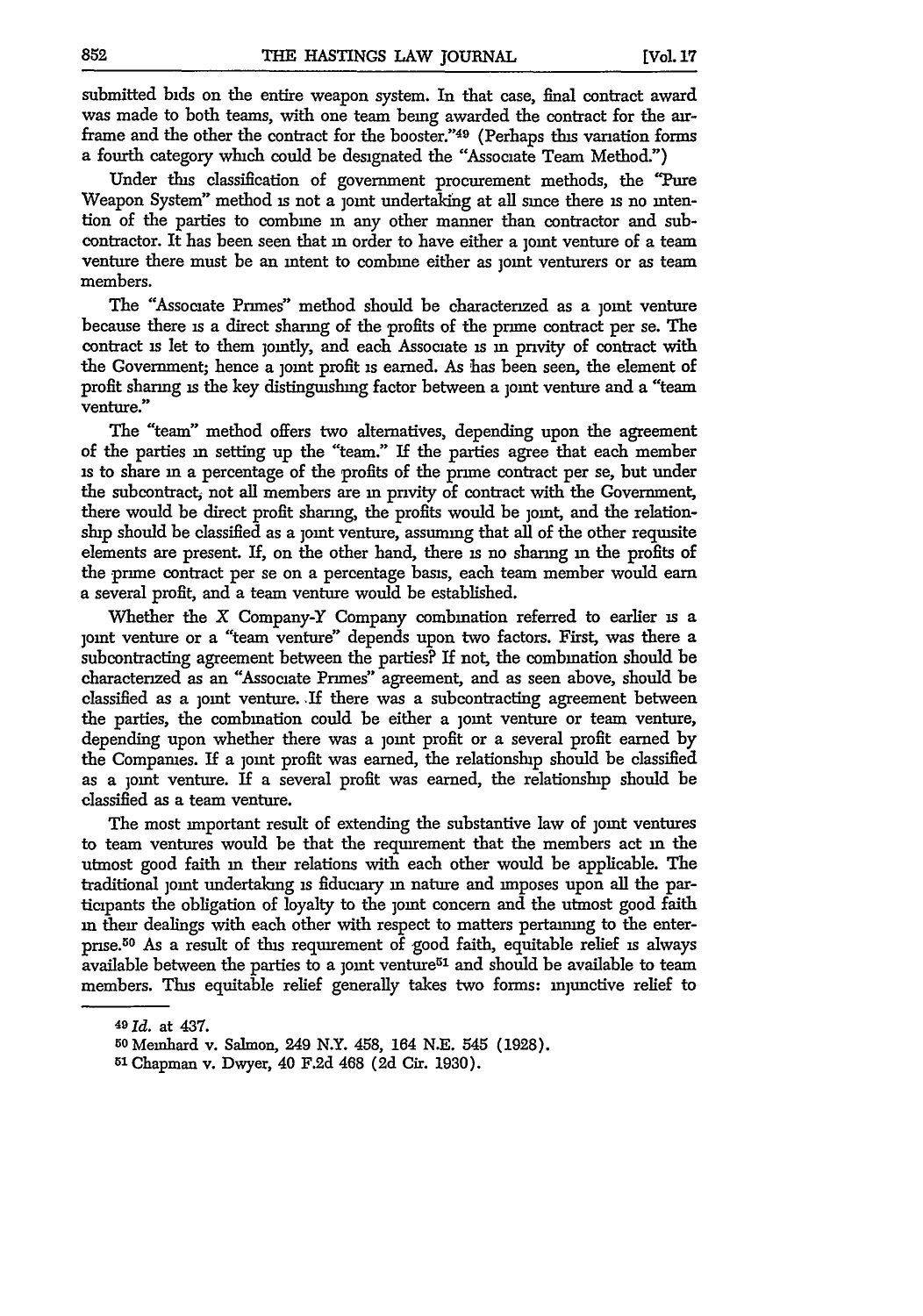submitted bids on the entire weapon system. In that case, final contract award was made to both teams, with one team being awarded the contract for the airframe and the other the contract for the booster."[49] (Perhaps this variation forms a fourth category which could be designated the "Associate Team Method.")

Under this classification of government procurement methods, the "Pure Weapon System" method is not a joint undertaking at all since there is no intention of the parties to combine in any other manner than contractor and subcontractor. It has been seen that in order to have either a joint venture of a team venture there must be an intent to combine either as joint venturers or as team members.

The "Associate Primes" method should be characterized as a joint venture because there is a direct sharing of the profits of the prime contract per se. The contract is let to them jointly, and each Associate is in privity of contract with the Government; hence a joint profit is earned. As has been seen, the element of profit sharing is the key distinguishing factor between a joint venture and a "team venture."

The "team" method offers two alternatives, depending upon the agreement of the parties in setting up the "team." If the parties agree that each member is to share in a percentage of the profits of the prime contract per se, but under the subcontract, not all members are in privity of contract with the Government, there would be direct profit sharing, the profits would be joint, and the relationship should be classified as a joint venture, assuming that all of the other requisite elements are present. If, on the other hand, there is no sharing in the profits of the prime contract per se on a percentage basis, each team member would earn a several profit, and a team venture would be established.

Whether the X Company-Y Company combination referred to earlier is a joint venture or a "team venture" depends upon two factors. First, was there a subcontracting agreement between the parties? If not, the combination should be characterized as an "Associate Primes" agreement, and as seen above, should be classified as a joint venture. If there was a subcontracting agreement between the parties, the combination could be either a joint venture or team venture, depending upon whether there was a joint profit or a several profit earned by the Companies. If a joint profit was earned, the relationship should be classified as a joint venture. If a several profit was earned, the relationship should be classified as a team venture.

The most important result of extending the substantive law of joint ventures to team ventures would be that the requirement that the members act in the utmost good faith in their relations with each other would be applicable. The traditional joint undertaking is fiduciary in nature and imposes upon all the participants the obligation of loyalty to the joint concern and the utmost good faith in their dealings with each other with respect to matters pertaining to the enterprise.[50] As a result of this requirement of good faith, equitable relief is always available between the parties to a joint venture[51] and should be available to team members. This equitable relief generally takes two forms: injunctive relief to

---

[49] *Id.* at 437.

[50] Meinhard v. Salmon, 249 N.Y. 458, 164 N.E. 545 (1928).

[51] Chapman v. Dwyer, 40 F.2d 468 (2d Cir. 1930).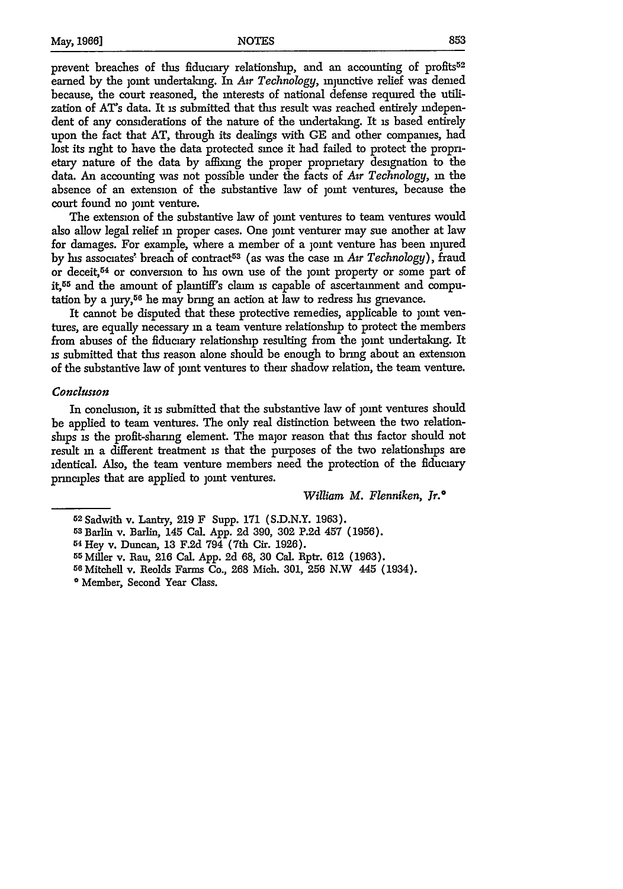prevent breaches of this fiduciary relationship, and an accounting of profits[52] earned by the joint undertaking. In *Air Technology*, injunctive relief was denied because, the court reasoned, the interests of national defense required the utilization of AT's data. It is submitted that this result was reached entirely independent of any considerations of the nature of the undertaking. It is based entirely upon the fact that AT, through its dealings with GE and other companies, had lost its right to have the data protected since it had failed to protect the proprietary nature of the data by affixing the proper proprietary designation to the data. An accounting was not possible under the facts of *Air Technology*, in the absence of an extension of the substantive law of joint ventures, because the court found no joint venture.

The extension of the substantive law of joint ventures to team ventures would also allow legal relief in proper cases. One joint venturer may sue another at law for damages. For example, where a member of a joint venture has been injured by his associates' breach of contract[53] (as was the case in *Air Technology*), fraud or deceit,[54] or conversion to his own use of the joint property or some part of it,[55] and the amount of plaintiff's claim is capable of ascertainment and computation by a jury,[56] he may bring an action at law to redress his grievance.

It cannot be disputed that these protective remedies, applicable to joint ventures, are equally necessary in a team venture relationship to protect the members from abuses of the fiduciary relationship resulting from the joint undertaking. It is submitted that this reason alone should be enough to bring about an extension of the substantive law of joint ventures to their shadow relation, the team venture.

### *Conclusion*

In conclusion, it is submitted that the substantive law of joint ventures should be applied to team ventures. The only real distinction between the two relationships is the profit-sharing element. The major reason that this factor should not result in a different treatment is that the purposes of the two relationships are identical. Also, the team venture members need the protection of the fiduciary principles that are applied to joint ventures.

*William M. Flenniken, Jr.*[*]

---

[52] Sadwith v. Lantry, 219 F Supp. 171 (S.D.N.Y. 1963).

[53] Barlin v. Barlin, 145 Cal. App. 2d 390, 302 P.2d 457 (1956).

[54] Hey v. Duncan, 13 F.2d 794 (7th Cir. 1926).

[55] Miller v. Rau, 216 Cal. App. 2d 68, 30 Cal. Rptr. 612 (1963).

[56] Mitchell v. Reolds Farms Co., 268 Mich. 301, 256 N.W 445 (1934).

[*] Member, Second Year Class.